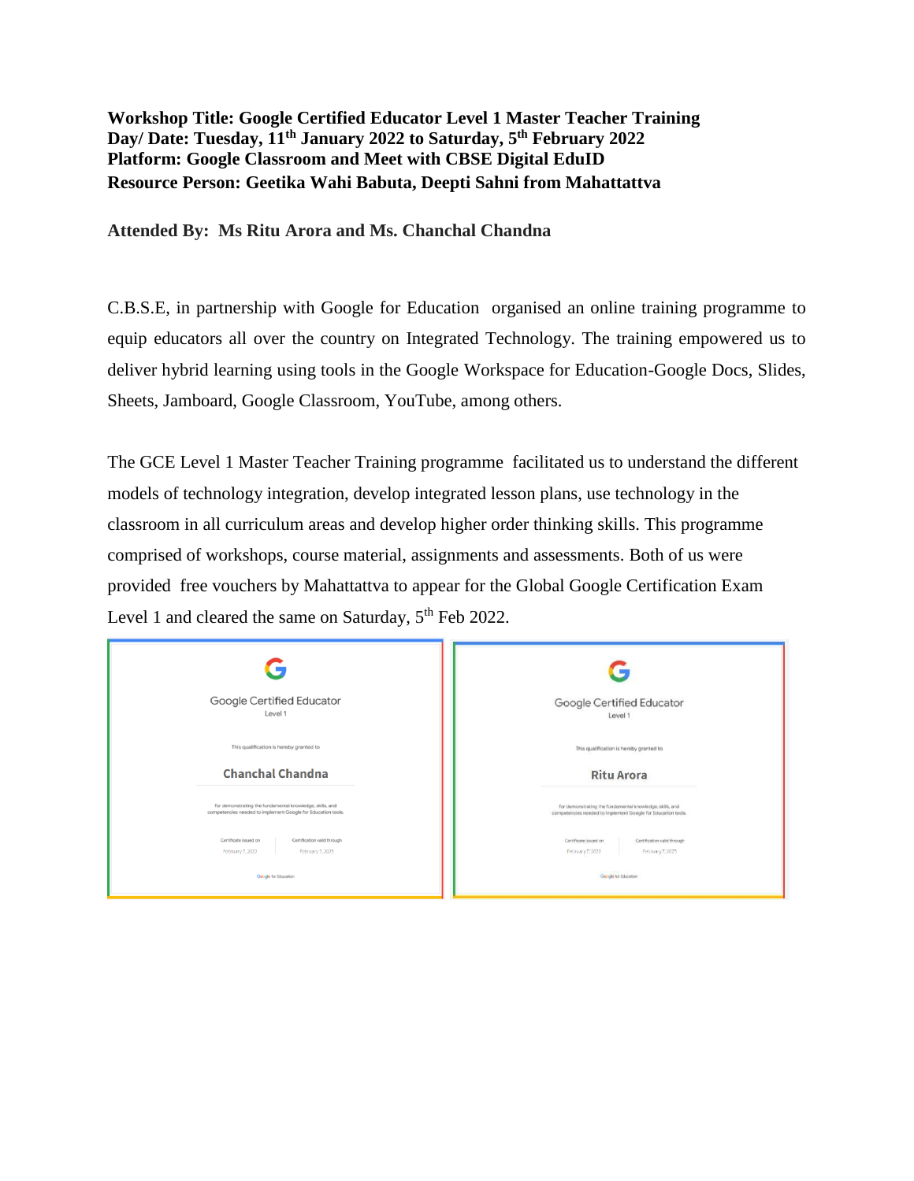**Workshop Title: Google Certified Educator Level 1 Master Teacher Training**
**Day/ Date: Tuesday, 11th January 2022 to Saturday, 5th February 2022**
**Platform: Google Classroom and Meet with CBSE Digital EduID**
**Resource Person: Geetika Wahi Babuta, Deepti Sahni from Mahattattva**

**Attended By: Ms Ritu Arora and Ms. Chanchal Chandna**

C.B.S.E, in partnership with Google for Education organised an online training programme to equip educators all over the country on Integrated Technology. The training empowered us to deliver hybrid learning using tools in the Google Workspace for Education-Google Docs, Slides, Sheets, Jamboard, Google Classroom, YouTube, among others.

The GCE Level 1 Master Teacher Training programme facilitated us to understand the different models of technology integration, develop integrated lesson plans, use technology in the classroom in all curriculum areas and develop higher order thinking skills. This programme comprised of workshops, course material, assignments and assessments. Both of us were provided free vouchers by Mahattattva to appear for the Global Google Certification Exam Level 1 and cleared the same on Saturday, 5th Feb 2022.

Google Certified Educator
Level 1

This qualification is hereby granted to

**Chanchal Chandna**

for demonstrating the fundamental knowledge, skills, and competencies needed to implement Google for Education tools.

Certificate issued on: February 7, 2022 | Certification valid through: February 7, 2025

Google for Education

Google Certified Educator
Level 1

This qualification is hereby granted to

**Ritu Arora**

for demonstrating the fundamental knowledge, skills, and competencies needed to implement Google for Education tools.

Certificate issued on: February 7, 2022 | Certification valid through: February 7, 2025

Google for Education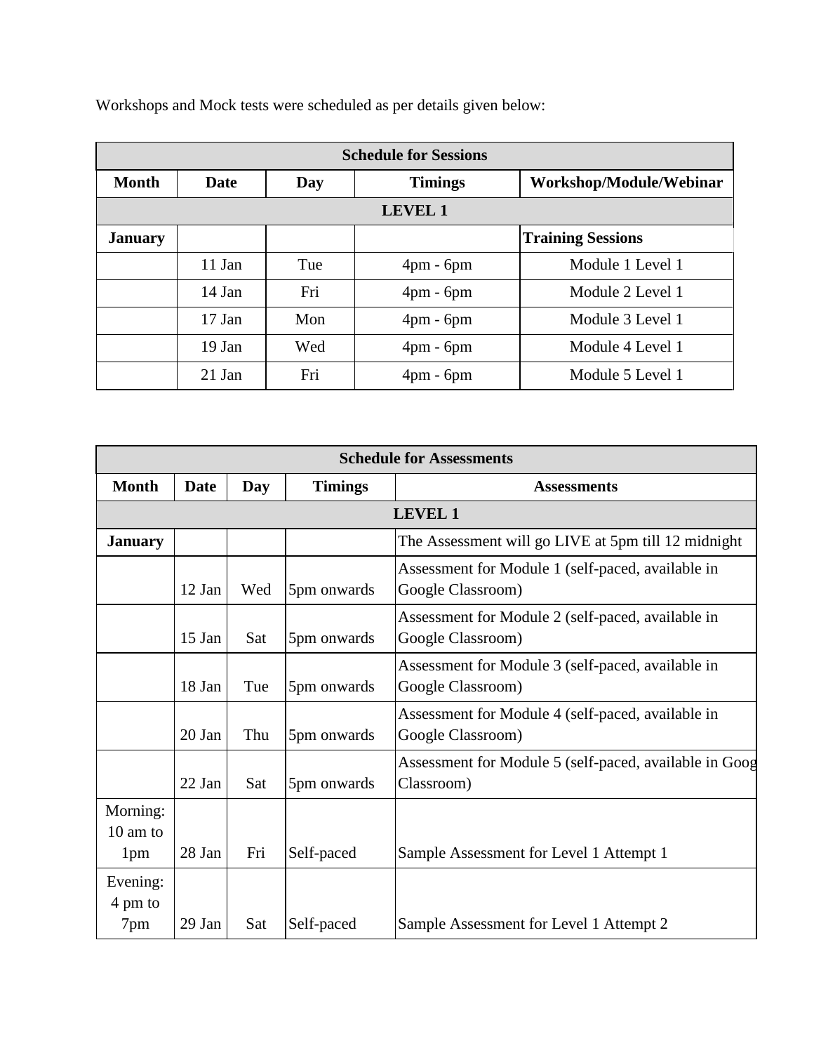Workshops and Mock tests were scheduled as per details given below:

| Schedule for Sessions | | | | |
|---|---|---|---|---|
| **Month** | **Date** | **Day** | **Timings** | **Workshop/Module/Webinar** |
| **LEVEL 1** | | | | |
| **January** | | | | **Training Sessions** |
| | 11 Jan | Tue | 4pm - 6pm | Module 1 Level 1 |
| | 14 Jan | Fri | 4pm - 6pm | Module 2 Level 1 |
| | 17 Jan | Mon | 4pm - 6pm | Module 3 Level 1 |
| | 19 Jan | Wed | 4pm - 6pm | Module 4 Level 1 |
| | 21 Jan | Fri | 4pm - 6pm | Module 5 Level 1 |

| Schedule for Assessments | | | | |
|---|---|---|---|---|
| **Month** | **Date** | **Day** | **Timings** | **Assessments** |
| **LEVEL 1** | | | | |
| **January** | | | | The Assessment will go LIVE at 5pm till 12 midnight |
| | 12 Jan | Wed | 5pm onwards | Assessment for Module 1 (self-paced, available in Google Classroom) |
| | 15 Jan | Sat | 5pm onwards | Assessment for Module 2 (self-paced, available in Google Classroom) |
| | 18 Jan | Tue | 5pm onwards | Assessment for Module 3 (self-paced, available in Google Classroom) |
| | 20 Jan | Thu | 5pm onwards | Assessment for Module 4 (self-paced, available in Google Classroom) |
| | 22 Jan | Sat | 5pm onwards | Assessment for Module 5 (self-paced, available in Goog Classroom) |
| Morning: 10 am to 1pm | 28 Jan | Fri | Self-paced | Sample Assessment for Level 1 Attempt 1 |
| Evening: 4 pm to 7pm | 29 Jan | Sat | Self-paced | Sample Assessment for Level 1 Attempt 2 |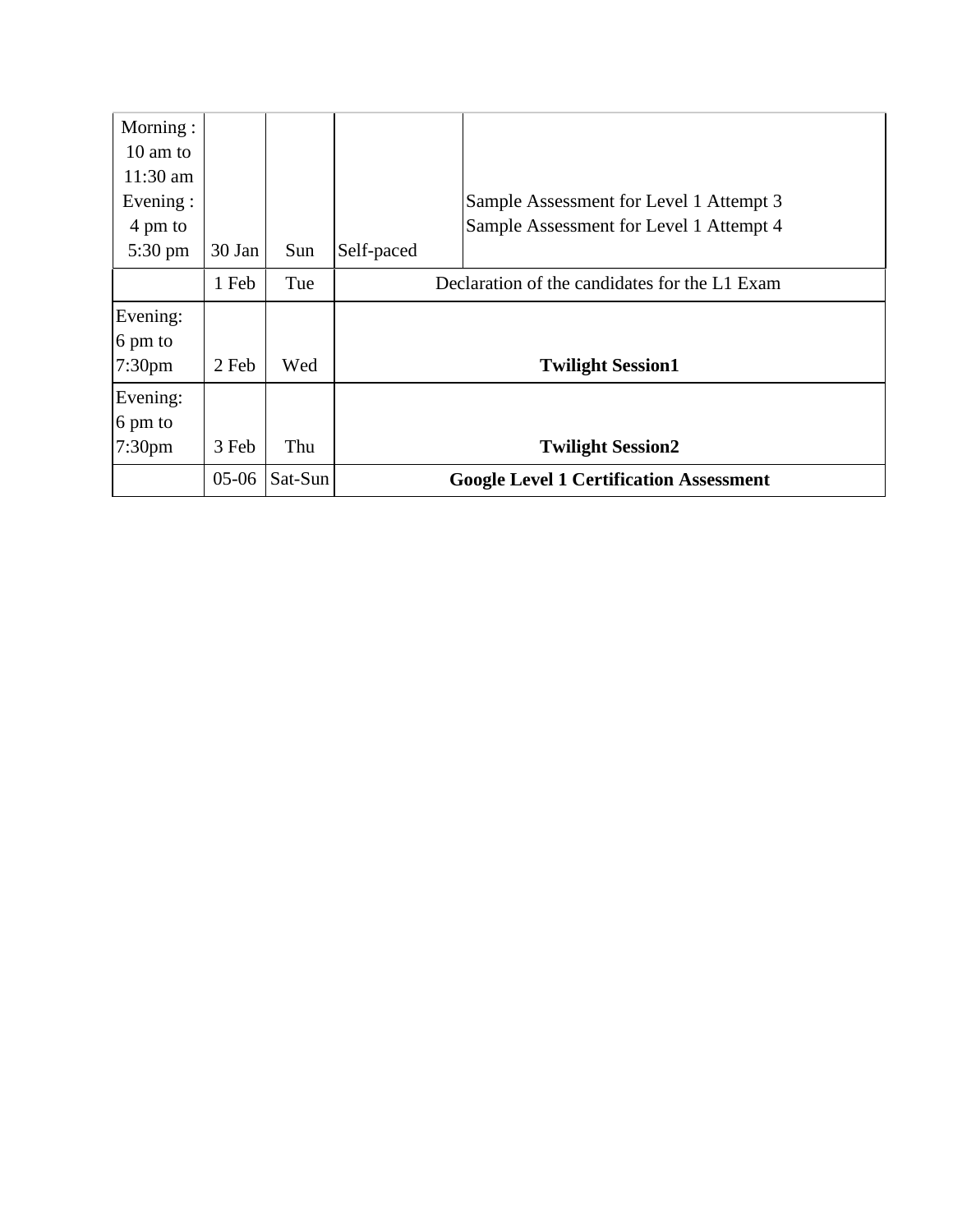| | | | | |
|---|---|---|---|---|
| Morning : 10 am to 11:30 am Evening : 4 pm to 5:30 pm | 30 Jan | Sun | Self-paced | Sample Assessment for Level 1 Attempt 3 Sample Assessment for Level 1 Attempt 4 |
| | 1 Feb | Tue | Declaration of the candidates for the L1 Exam | |
| Evening: 6 pm to 7:30pm | 2 Feb | Wed | **Twilight Session1** | |
| Evening: 6 pm to 7:30pm | 3 Feb | Thu | **Twilight Session2** | |
| | 05-06 | Sat-Sun | **Google Level 1 Certification Assessment** | |